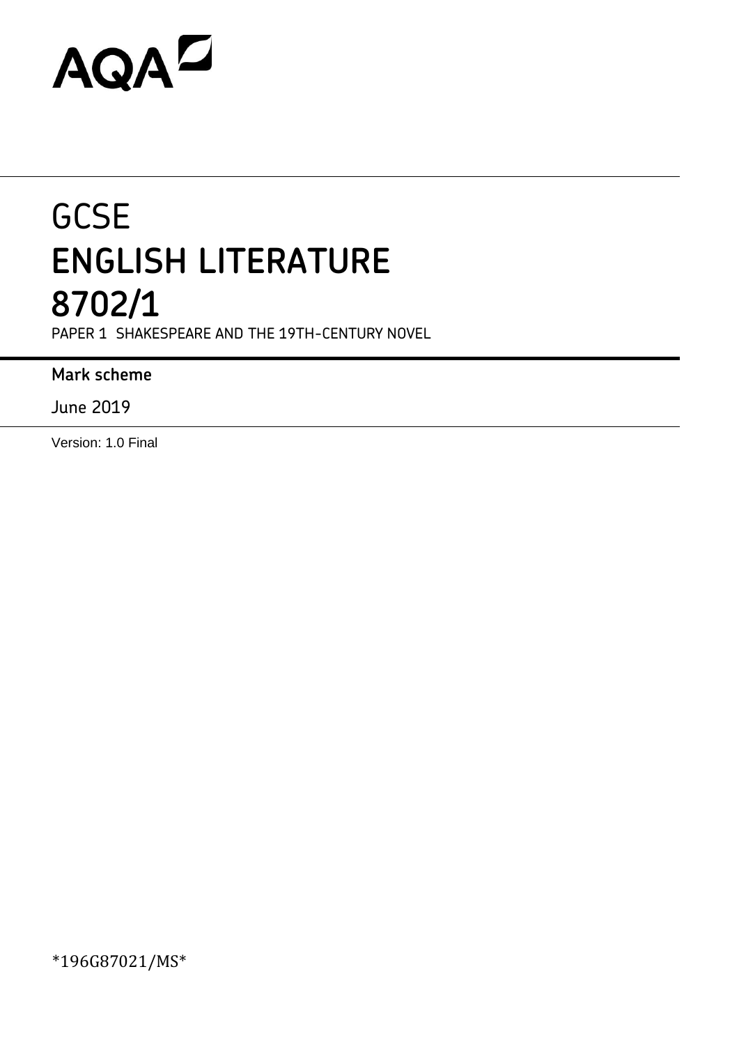AQA

# GCSE
# ENGLISH LITERATURE
# 8702/1

PAPER 1 SHAKESPEARE AND THE 19TH-CENTURY NOVEL

**Mark scheme**

June 2019

Version: 1.0 Final

*196G87021/MS*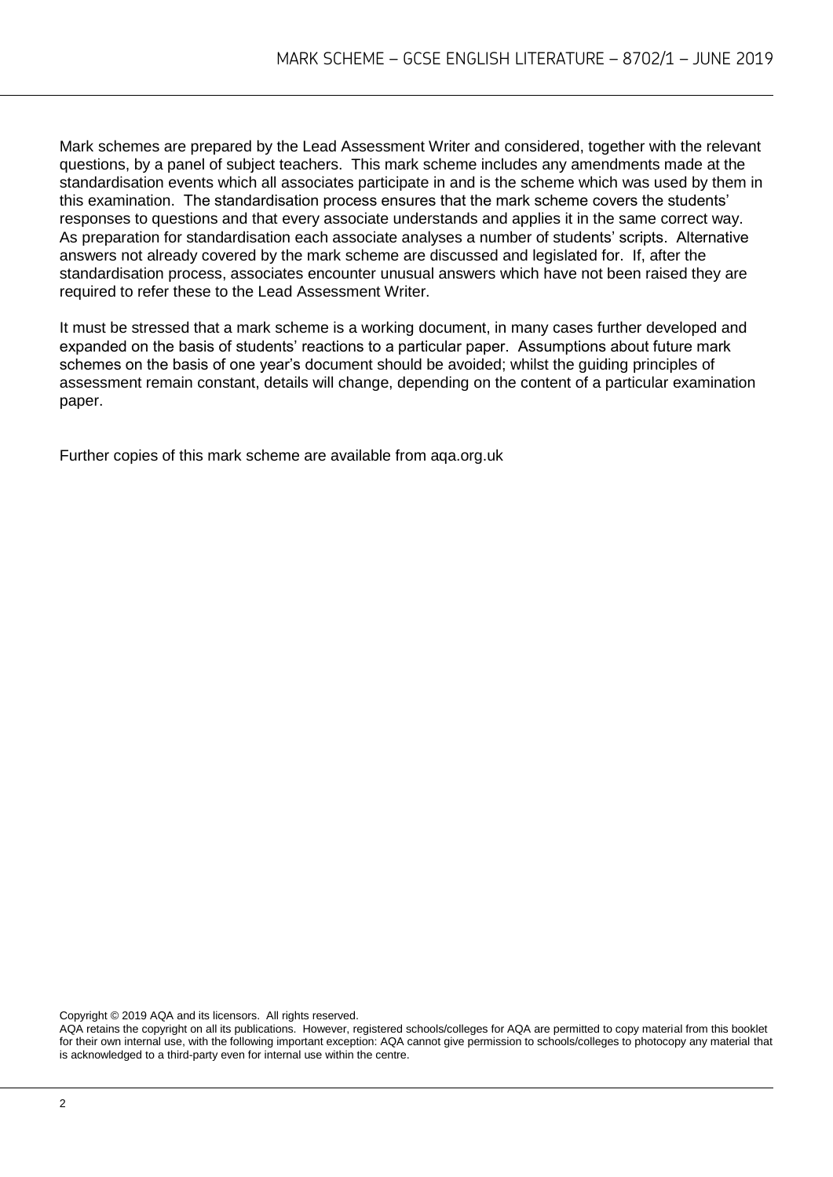Mark schemes are prepared by the Lead Assessment Writer and considered, together with the relevant questions, by a panel of subject teachers. This mark scheme includes any amendments made at the standardisation events which all associates participate in and is the scheme which was used by them in this examination. The standardisation process ensures that the mark scheme covers the students' responses to questions and that every associate understands and applies it in the same correct way. As preparation for standardisation each associate analyses a number of students' scripts. Alternative answers not already covered by the mark scheme are discussed and legislated for. If, after the standardisation process, associates encounter unusual answers which have not been raised they are required to refer these to the Lead Assessment Writer.

It must be stressed that a mark scheme is a working document, in many cases further developed and expanded on the basis of students' reactions to a particular paper. Assumptions about future mark schemes on the basis of one year's document should be avoided; whilst the guiding principles of assessment remain constant, details will change, depending on the content of a particular examination paper.

Further copies of this mark scheme are available from aqa.org.uk

Copyright © 2019 AQA and its licensors. All rights reserved.
AQA retains the copyright on all its publications. However, registered schools/colleges for AQA are permitted to copy material from this booklet for their own internal use, with the following important exception: AQA cannot give permission to schools/colleges to photocopy any material that is acknowledged to a third-party even for internal use within the centre.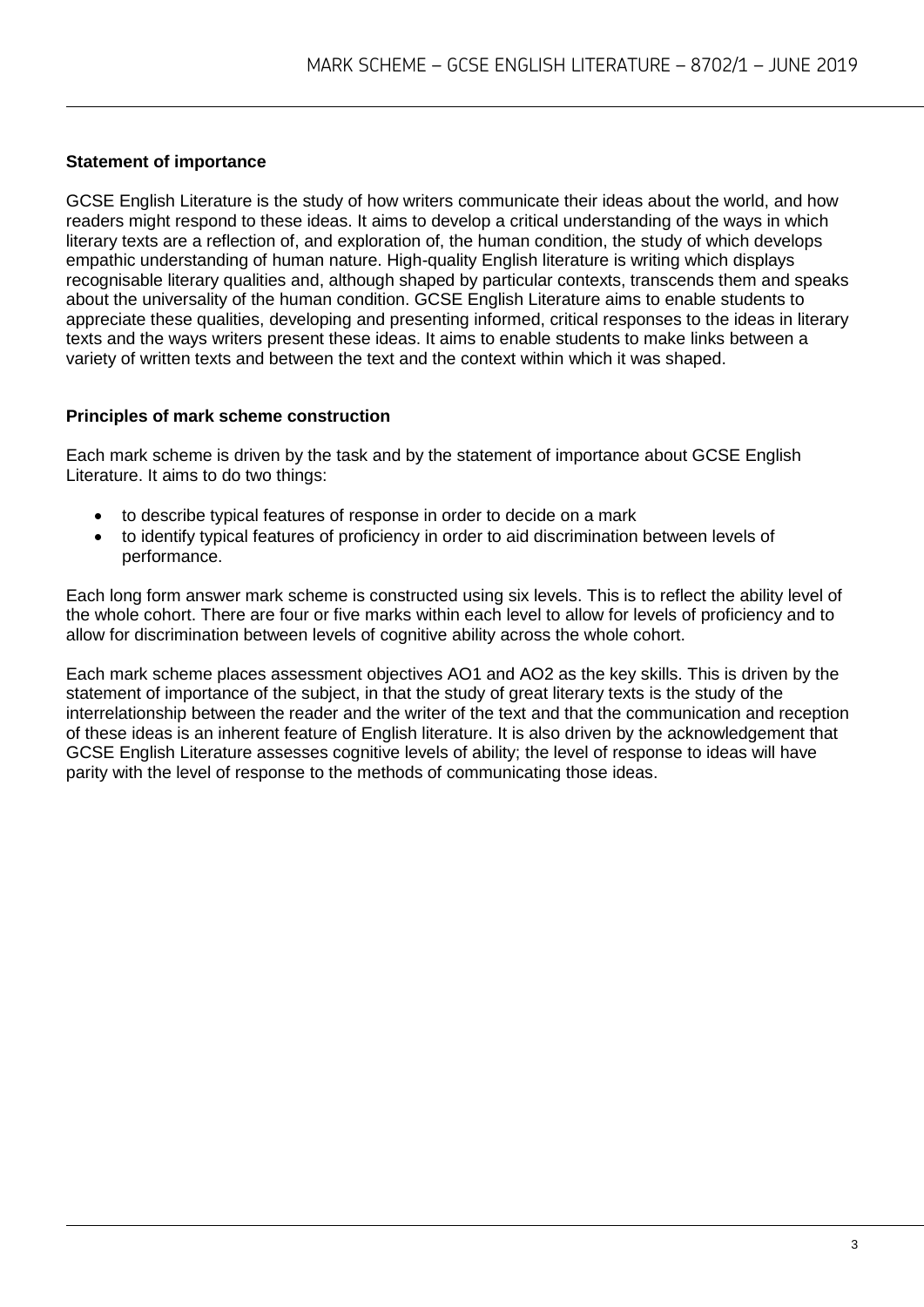**Statement of importance**

GCSE English Literature is the study of how writers communicate their ideas about the world, and how readers might respond to these ideas. It aims to develop a critical understanding of the ways in which literary texts are a reflection of, and exploration of, the human condition, the study of which develops empathic understanding of human nature. High-quality English literature is writing which displays recognisable literary qualities and, although shaped by particular contexts, transcends them and speaks about the universality of the human condition. GCSE English Literature aims to enable students to appreciate these qualities, developing and presenting informed, critical responses to the ideas in literary texts and the ways writers present these ideas. It aims to enable students to make links between a variety of written texts and between the text and the context within which it was shaped.

**Principles of mark scheme construction**

Each mark scheme is driven by the task and by the statement of importance about GCSE English Literature. It aims to do two things:

- to describe typical features of response in order to decide on a mark
- to identify typical features of proficiency in order to aid discrimination between levels of performance.

Each long form answer mark scheme is constructed using six levels. This is to reflect the ability level of the whole cohort. There are four or five marks within each level to allow for levels of proficiency and to allow for discrimination between levels of cognitive ability across the whole cohort.

Each mark scheme places assessment objectives AO1 and AO2 as the key skills. This is driven by the statement of importance of the subject, in that the study of great literary texts is the study of the interrelationship between the reader and the writer of the text and that the communication and reception of these ideas is an inherent feature of English literature. It is also driven by the acknowledgement that GCSE English Literature assesses cognitive levels of ability; the level of response to ideas will have parity with the level of response to the methods of communicating those ideas.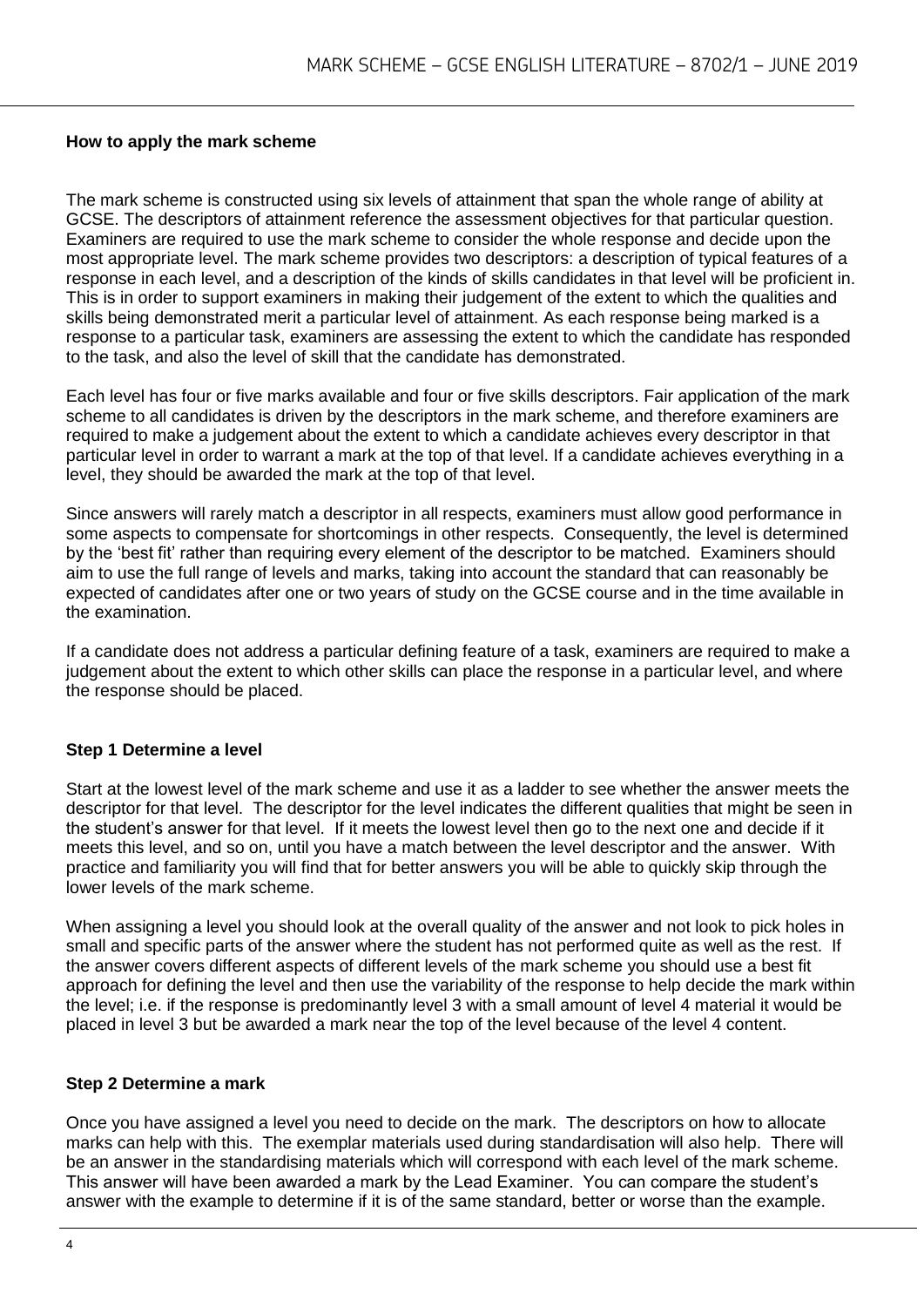**How to apply the mark scheme**

The mark scheme is constructed using six levels of attainment that span the whole range of ability at GCSE. The descriptors of attainment reference the assessment objectives for that particular question. Examiners are required to use the mark scheme to consider the whole response and decide upon the most appropriate level. The mark scheme provides two descriptors: a description of typical features of a response in each level, and a description of the kinds of skills candidates in that level will be proficient in. This is in order to support examiners in making their judgement of the extent to which the qualities and skills being demonstrated merit a particular level of attainment. As each response being marked is a response to a particular task, examiners are assessing the extent to which the candidate has responded to the task, and also the level of skill that the candidate has demonstrated.

Each level has four or five marks available and four or five skills descriptors. Fair application of the mark scheme to all candidates is driven by the descriptors in the mark scheme, and therefore examiners are required to make a judgement about the extent to which a candidate achieves every descriptor in that particular level in order to warrant a mark at the top of that level. If a candidate achieves everything in a level, they should be awarded the mark at the top of that level.

Since answers will rarely match a descriptor in all respects, examiners must allow good performance in some aspects to compensate for shortcomings in other respects. Consequently, the level is determined by the 'best fit' rather than requiring every element of the descriptor to be matched. Examiners should aim to use the full range of levels and marks, taking into account the standard that can reasonably be expected of candidates after one or two years of study on the GCSE course and in the time available in the examination.

If a candidate does not address a particular defining feature of a task, examiners are required to make a judgement about the extent to which other skills can place the response in a particular level, and where the response should be placed.

**Step 1 Determine a level**

Start at the lowest level of the mark scheme and use it as a ladder to see whether the answer meets the descriptor for that level. The descriptor for the level indicates the different qualities that might be seen in the student's answer for that level. If it meets the lowest level then go to the next one and decide if it meets this level, and so on, until you have a match between the level descriptor and the answer. With practice and familiarity you will find that for better answers you will be able to quickly skip through the lower levels of the mark scheme.

When assigning a level you should look at the overall quality of the answer and not look to pick holes in small and specific parts of the answer where the student has not performed quite as well as the rest. If the answer covers different aspects of different levels of the mark scheme you should use a best fit approach for defining the level and then use the variability of the response to help decide the mark within the level; i.e. if the response is predominantly level 3 with a small amount of level 4 material it would be placed in level 3 but be awarded a mark near the top of the level because of the level 4 content.

**Step 2 Determine a mark**

Once you have assigned a level you need to decide on the mark. The descriptors on how to allocate marks can help with this. The exemplar materials used during standardisation will also help. There will be an answer in the standardising materials which will correspond with each level of the mark scheme. This answer will have been awarded a mark by the Lead Examiner. You can compare the student's answer with the example to determine if it is of the same standard, better or worse than the example.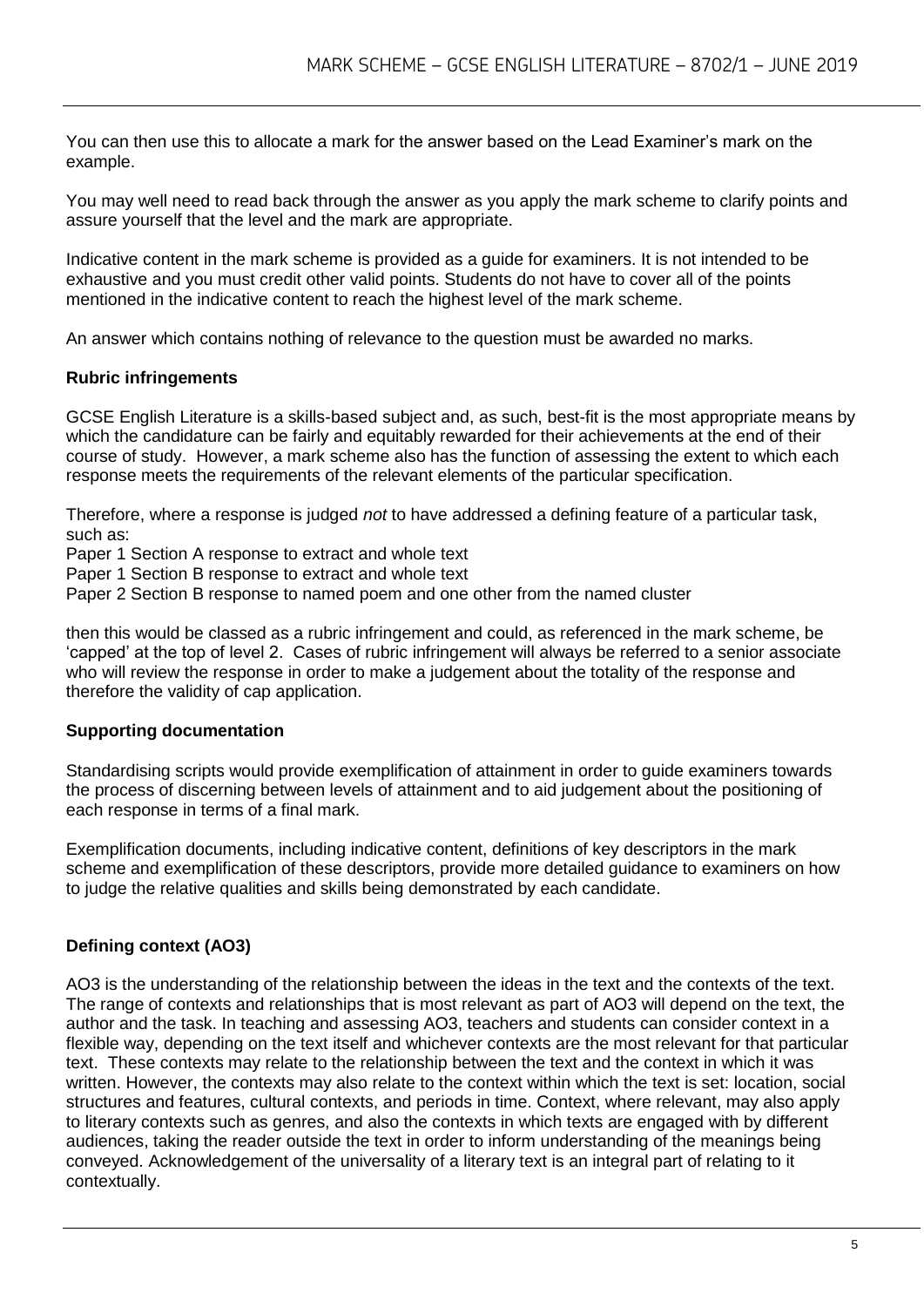You can then use this to allocate a mark for the answer based on the Lead Examiner's mark on the example.

You may well need to read back through the answer as you apply the mark scheme to clarify points and assure yourself that the level and the mark are appropriate.

Indicative content in the mark scheme is provided as a guide for examiners. It is not intended to be exhaustive and you must credit other valid points. Students do not have to cover all of the points mentioned in the indicative content to reach the highest level of the mark scheme.

An answer which contains nothing of relevance to the question must be awarded no marks.

**Rubric infringements**

GCSE English Literature is a skills-based subject and, as such, best-fit is the most appropriate means by which the candidature can be fairly and equitably rewarded for their achievements at the end of their course of study. However, a mark scheme also has the function of assessing the extent to which each response meets the requirements of the relevant elements of the particular specification.

Therefore, where a response is judged *not* to have addressed a defining feature of a particular task, such as:
Paper 1 Section A response to extract and whole text
Paper 1 Section B response to extract and whole text
Paper 2 Section B response to named poem and one other from the named cluster

then this would be classed as a rubric infringement and could, as referenced in the mark scheme, be 'capped' at the top of level 2. Cases of rubric infringement will always be referred to a senior associate who will review the response in order to make a judgement about the totality of the response and therefore the validity of cap application.

**Supporting documentation**

Standardising scripts would provide exemplification of attainment in order to guide examiners towards the process of discerning between levels of attainment and to aid judgement about the positioning of each response in terms of a final mark.

Exemplification documents, including indicative content, definitions of key descriptors in the mark scheme and exemplification of these descriptors, provide more detailed guidance to examiners on how to judge the relative qualities and skills being demonstrated by each candidate.

**Defining context (AO3)**

AO3 is the understanding of the relationship between the ideas in the text and the contexts of the text. The range of contexts and relationships that is most relevant as part of AO3 will depend on the text, the author and the task. In teaching and assessing AO3, teachers and students can consider context in a flexible way, depending on the text itself and whichever contexts are the most relevant for that particular text. These contexts may relate to the relationship between the text and the context in which it was written. However, the contexts may also relate to the context within which the text is set: location, social structures and features, cultural contexts, and periods in time. Context, where relevant, may also apply to literary contexts such as genres, and also the contexts in which texts are engaged with by different audiences, taking the reader outside the text in order to inform understanding of the meanings being conveyed. Acknowledgement of the universality of a literary text is an integral part of relating to it contextually.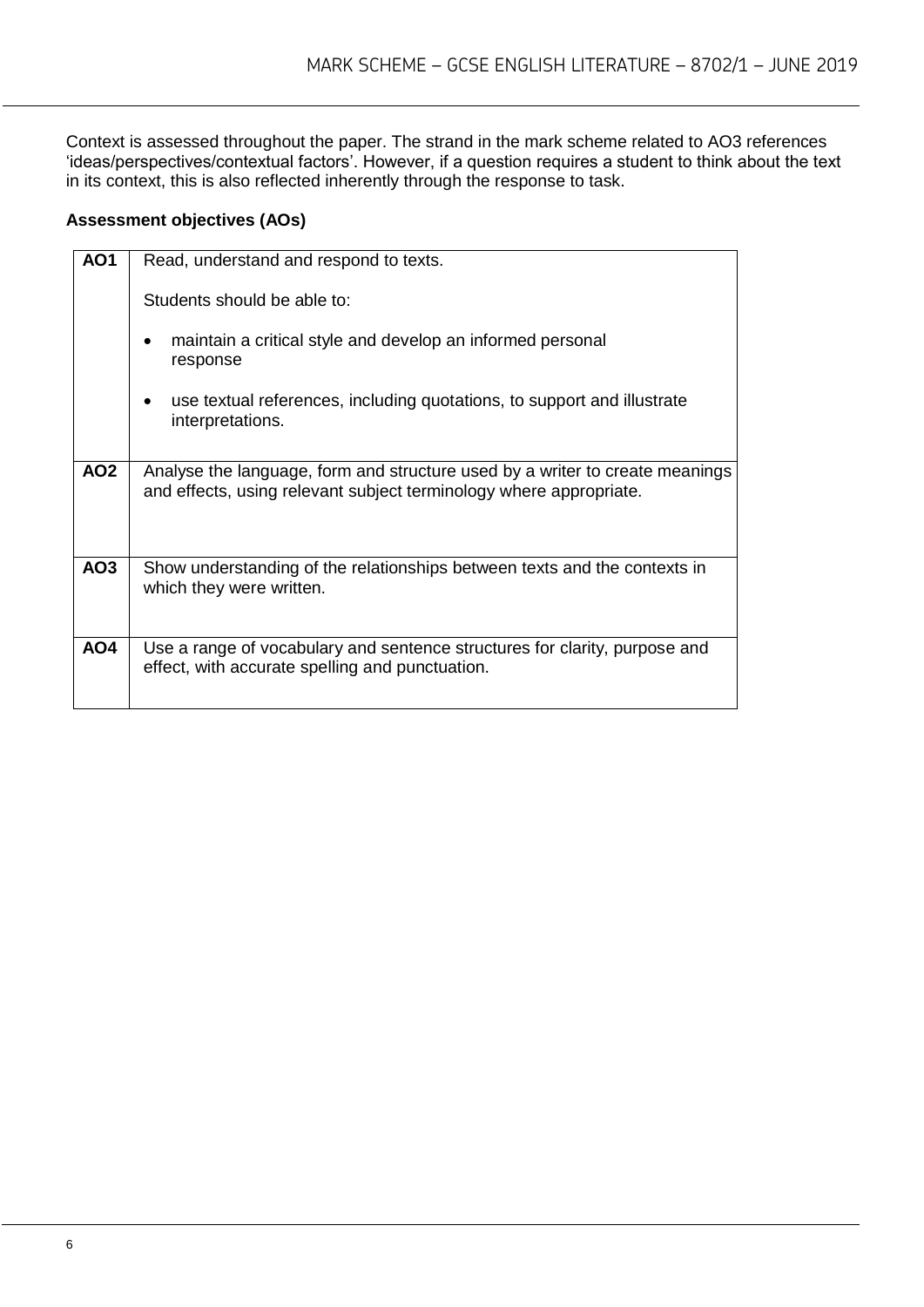Context is assessed throughout the paper. The strand in the mark scheme related to AO3 references 'ideas/perspectives/contextual factors'. However, if a question requires a student to think about the text in its context, this is also reflected inherently through the response to task.

**Assessment objectives (AOs)**

| | |
|---|---|
| **AO1** | Read, understand and respond to texts.<br><br>Students should be able to:<br><br>• maintain a critical style and develop an informed personal response<br><br>• use textual references, including quotations, to support and illustrate interpretations. |
| **AO2** | Analyse the language, form and structure used by a writer to create meanings and effects, using relevant subject terminology where appropriate. |
| **AO3** | Show understanding of the relationships between texts and the contexts in which they were written. |
| **AO4** | Use a range of vocabulary and sentence structures for clarity, purpose and effect, with accurate spelling and punctuation. |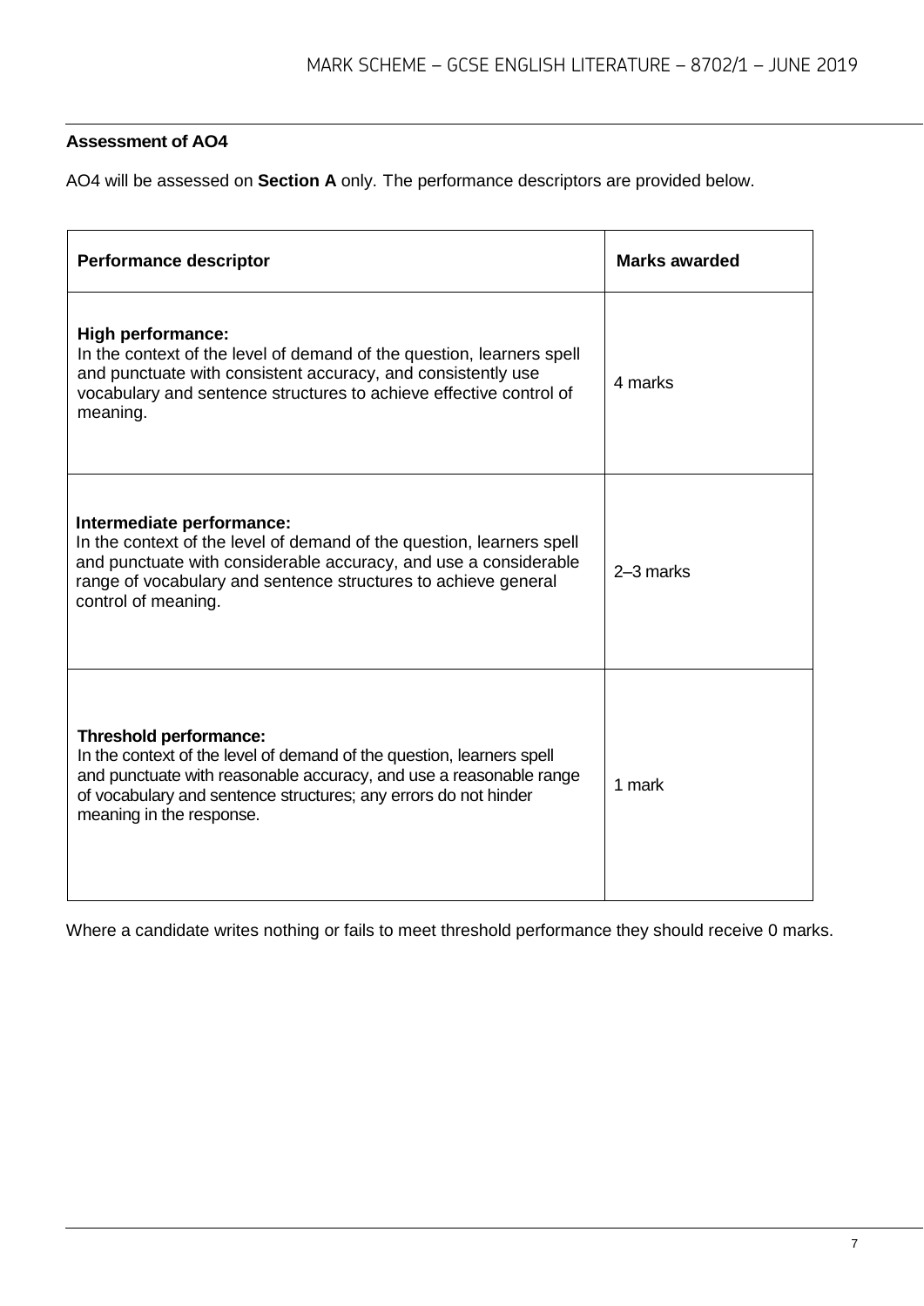**Assessment of AO4**

AO4 will be assessed on **Section A** only. The performance descriptors are provided below.

| Performance descriptor | Marks awarded |
|---|---|
| **High performance:** In the context of the level of demand of the question, learners spell and punctuate with consistent accuracy, and consistently use vocabulary and sentence structures to achieve effective control of meaning. | 4 marks |
| **Intermediate performance:** In the context of the level of demand of the question, learners spell and punctuate with considerable accuracy, and use a considerable range of vocabulary and sentence structures to achieve general control of meaning. | 2–3 marks |
| **Threshold performance:** In the context of the level of demand of the question, learners spell and punctuate with reasonable accuracy, and use a reasonable range of vocabulary and sentence structures; any errors do not hinder meaning in the response. | 1 mark |

Where a candidate writes nothing or fails to meet threshold performance they should receive 0 marks.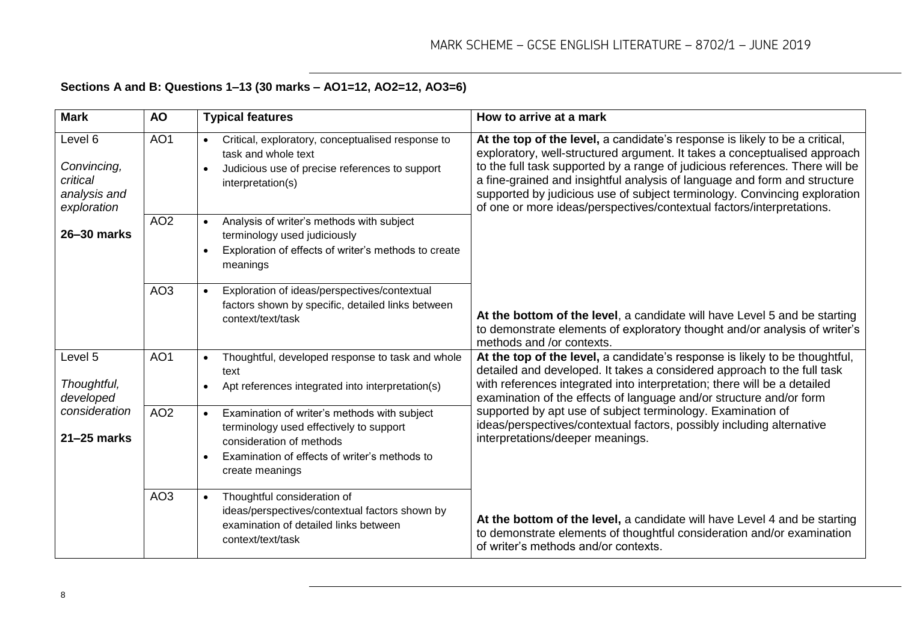**Sections A and B: Questions 1–13 (30 marks – AO1=12, AO2=12, AO3=6)**

| Mark | AO | Typical features | How to arrive at a mark |
|---|---|---|---|
| Level 6<br><br>*Convincing, critical analysis and exploration*<br><br>**26–30 marks** | AO1 | • Critical, exploratory, conceptualised response to task and whole text<br>• Judicious use of precise references to support interpretation(s) | **At the top of the level,** a candidate's response is likely to be a critical, exploratory, well-structured argument. It takes a conceptualised approach to the full task supported by a range of judicious references. There will be a fine-grained and insightful analysis of language and form and structure supported by judicious use of subject terminology. Convincing exploration of one or more ideas/perspectives/contextual factors/interpretations. |
| | AO2 | • Analysis of writer's methods with subject terminology used judiciously<br>• Exploration of effects of writer's methods to create meanings | |
| | AO3 | • Exploration of ideas/perspectives/contextual factors shown by specific, detailed links between context/text/task | **At the bottom of the level**, a candidate will have Level 5 and be starting to demonstrate elements of exploratory thought and/or analysis of writer's methods and /or contexts. |
| Level 5<br><br>*Thoughtful, developed consideration*<br><br>**21–25 marks** | AO1 | • Thoughtful, developed response to task and whole text<br>• Apt references integrated into interpretation(s) | **At the top of the level,** a candidate's response is likely to be thoughtful, detailed and developed. It takes a considered approach to the full task with references integrated into interpretation; there will be a detailed examination of the effects of language and/or structure and/or form supported by apt use of subject terminology. Examination of ideas/perspectives/contextual factors, possibly including alternative interpretations/deeper meanings. |
| | AO2 | • Examination of writer's methods with subject terminology used effectively to support consideration of methods<br>• Examination of effects of writer's methods to create meanings | |
| | AO3 | • Thoughtful consideration of ideas/perspectives/contextual factors shown by examination of detailed links between context/text/task | **At the bottom of the level,** a candidate will have Level 4 and be starting to demonstrate elements of thoughtful consideration and/or examination of writer's methods and/or contexts. |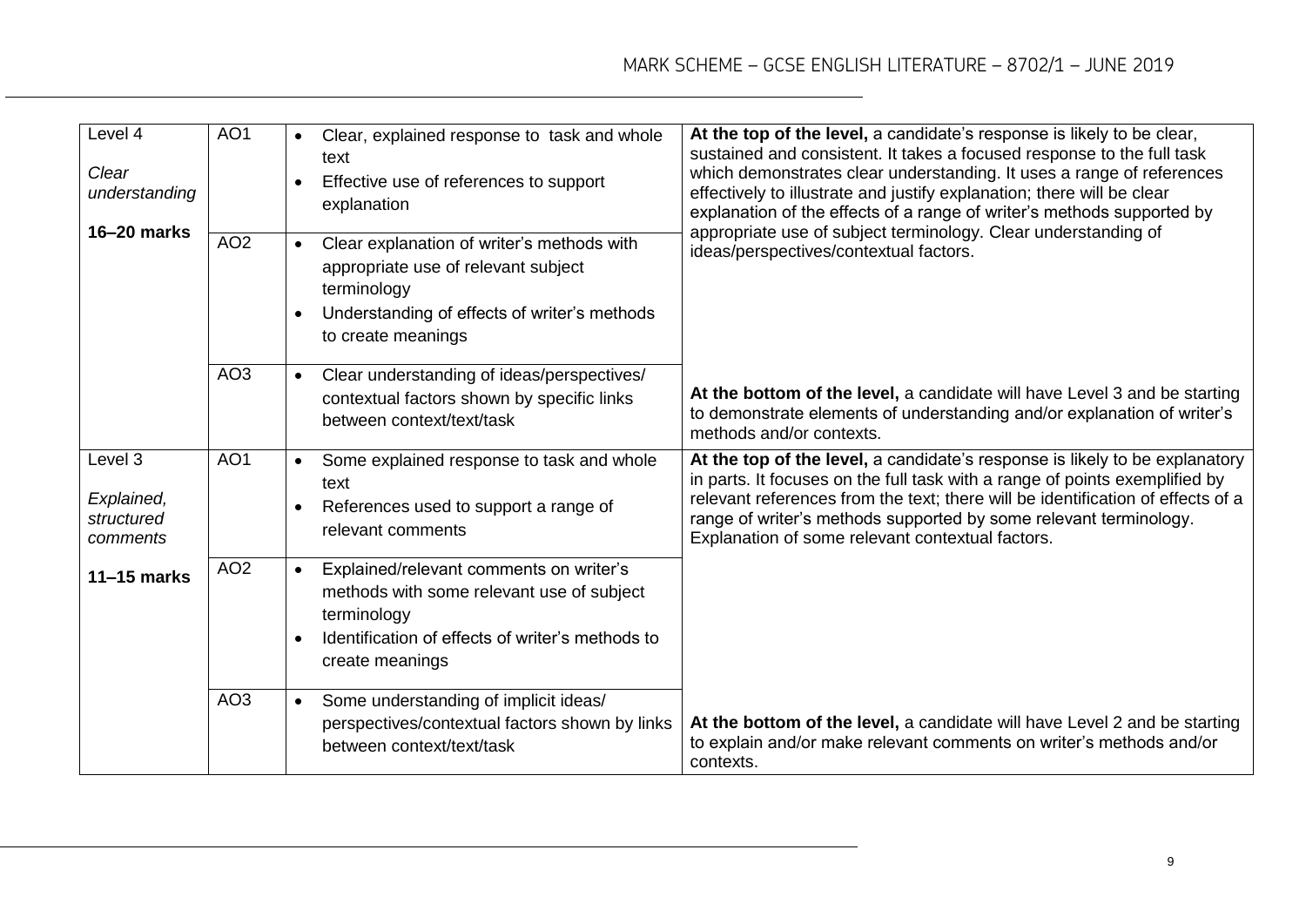| Level | AO | Descriptor | Guidance |
|---|---|---|---|
| Level 4<br><br>*Clear understanding*<br><br>**16–20 marks** | AO1 | • Clear, explained response to task and whole text<br>• Effective use of references to support explanation | **At the top of the level,** a candidate's response is likely to be clear, sustained and consistent. It takes a focused response to the full task which demonstrates clear understanding. It uses a range of references effectively to illustrate and justify explanation; there will be clear explanation of the effects of a range of writer's methods supported by appropriate use of subject terminology. Clear understanding of ideas/perspectives/contextual factors. |
| | AO2 | • Clear explanation of writer's methods with appropriate use of relevant subject terminology<br>• Understanding of effects of writer's methods to create meanings | |
| | AO3 | • Clear understanding of ideas/perspectives/ contextual factors shown by specific links between context/text/task | **At the bottom of the level,** a candidate will have Level 3 and be starting to demonstrate elements of understanding and/or explanation of writer's methods and/or contexts. |
| Level 3<br><br>*Explained, structured comments*<br><br>**11–15 marks** | AO1 | • Some explained response to task and whole text<br>• References used to support a range of relevant comments | **At the top of the level,** a candidate's response is likely to be explanatory in parts. It focuses on the full task with a range of points exemplified by relevant references from the text; there will be identification of effects of a range of writer's methods supported by some relevant terminology. Explanation of some relevant contextual factors. |
| | AO2 | • Explained/relevant comments on writer's methods with some relevant use of subject terminology<br>• Identification of effects of writer's methods to create meanings | |
| | AO3 | • Some understanding of implicit ideas/ perspectives/contextual factors shown by links between context/text/task | **At the bottom of the level,** a candidate will have Level 2 and be starting to explain and/or make relevant comments on writer's methods and/or contexts. |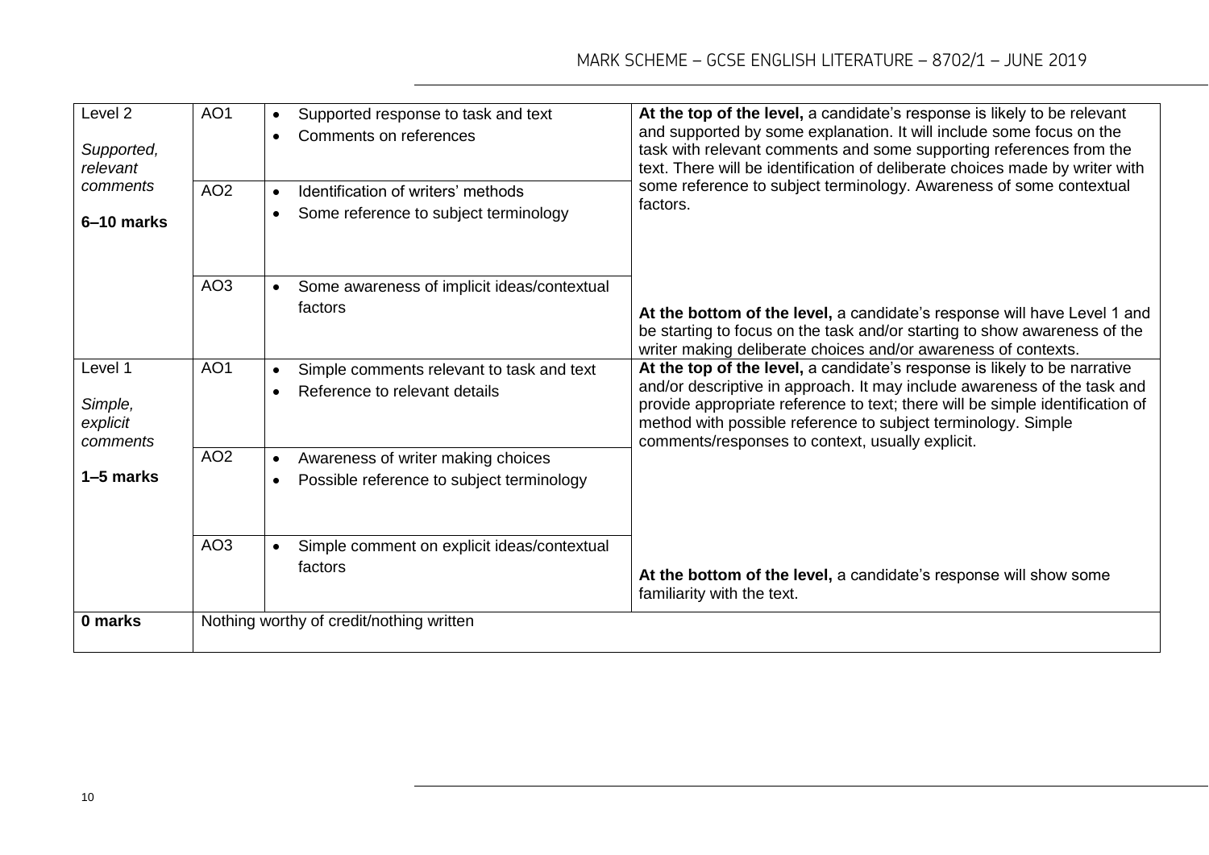| | | | |
|---|---|---|---|
| Level 2<br><br>*Supported, relevant comments*<br><br>**6–10 marks** | AO1 | • Supported response to task and text<br>• Comments on references | **At the top of the level,** a candidate's response is likely to be relevant and supported by some explanation. It will include some focus on the task with relevant comments and some supporting references from the text. There will be identification of deliberate choices made by writer with some reference to subject terminology. Awareness of some contextual factors.<br><br>**At the bottom of the level,** a candidate's response will have Level 1 and be starting to focus on the task and/or starting to show awareness of the writer making deliberate choices and/or awareness of contexts. |
| | AO2 | • Identification of writers' methods<br>• Some reference to subject terminology | |
| | AO3 | • Some awareness of implicit ideas/contextual factors | |
| Level 1<br><br>*Simple, explicit comments*<br><br>**1–5 marks** | AO1 | • Simple comments relevant to task and text<br>• Reference to relevant details | **At the top of the level,** a candidate's response is likely to be narrative and/or descriptive in approach. It may include awareness of the task and provide appropriate reference to text; there will be simple identification of method with possible reference to subject terminology. Simple comments/responses to context, usually explicit.<br><br>**At the bottom of the level,** a candidate's response will show some familiarity with the text. |
| | AO2 | • Awareness of writer making choices<br>• Possible reference to subject terminology | |
| | AO3 | • Simple comment on explicit ideas/contextual factors | |
| **0 marks** | Nothing worthy of credit/nothing written | | |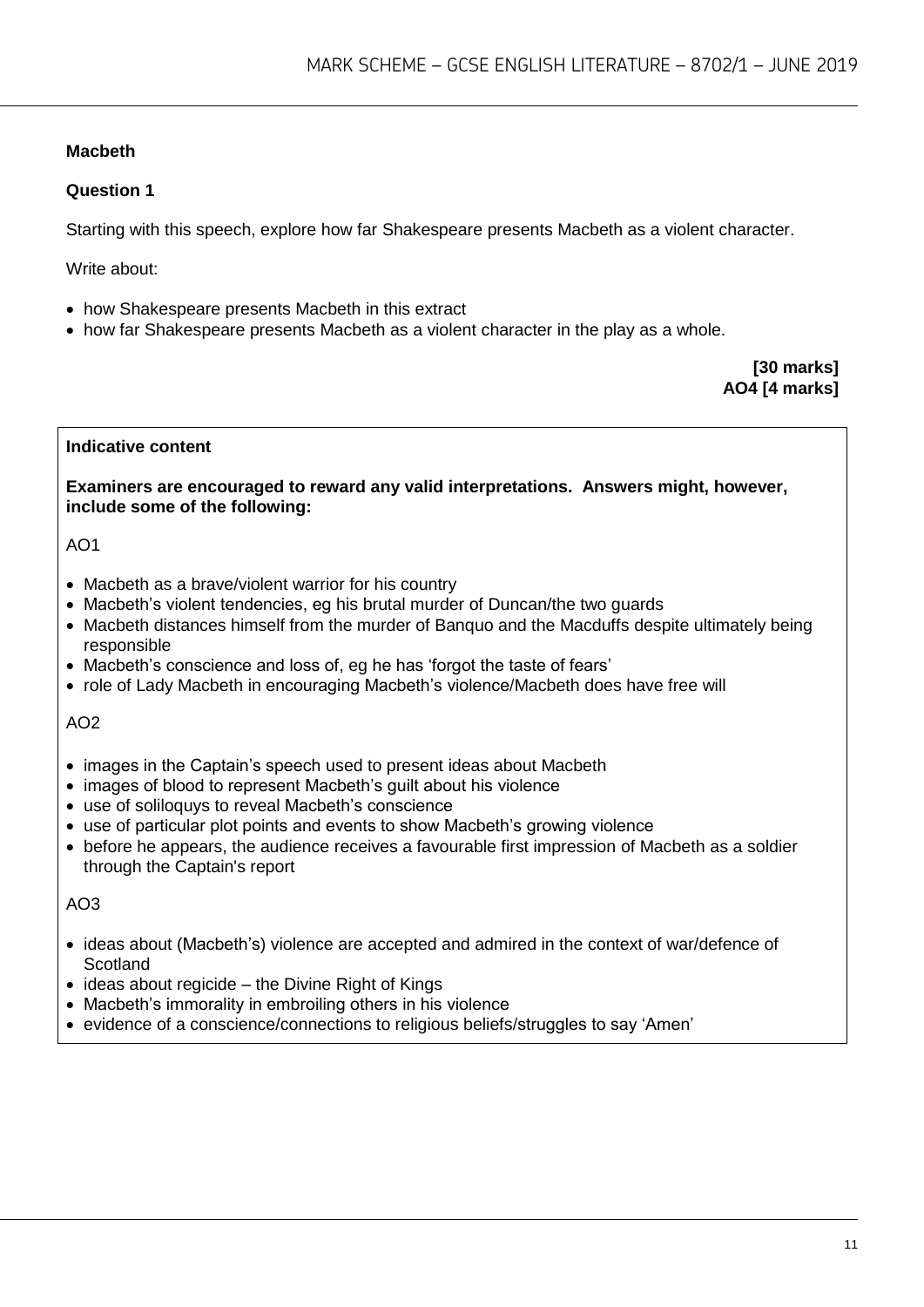## Macbeth

### Question 1

Starting with this speech, explore how far Shakespeare presents Macbeth as a violent character.

Write about:

- how Shakespeare presents Macbeth in this extract
- how far Shakespeare presents Macbeth as a violent character in the play as a whole.

**[30 marks]**
**AO4 [4 marks]**

**Indicative content**

**Examiners are encouraged to reward any valid interpretations. Answers might, however, include some of the following:**

AO1

- Macbeth as a brave/violent warrior for his country
- Macbeth's violent tendencies, eg his brutal murder of Duncan/the two guards
- Macbeth distances himself from the murder of Banquo and the Macduffs despite ultimately being responsible
- Macbeth's conscience and loss of, eg he has 'forgot the taste of fears'
- role of Lady Macbeth in encouraging Macbeth's violence/Macbeth does have free will

AO2

- images in the Captain's speech used to present ideas about Macbeth
- images of blood to represent Macbeth's guilt about his violence
- use of soliloquys to reveal Macbeth's conscience
- use of particular plot points and events to show Macbeth's growing violence
- before he appears, the audience receives a favourable first impression of Macbeth as a soldier through the Captain's report

AO3

- ideas about (Macbeth's) violence are accepted and admired in the context of war/defence of Scotland
- ideas about regicide – the Divine Right of Kings
- Macbeth's immorality in embroiling others in his violence
- evidence of a conscience/connections to religious beliefs/struggles to say 'Amen'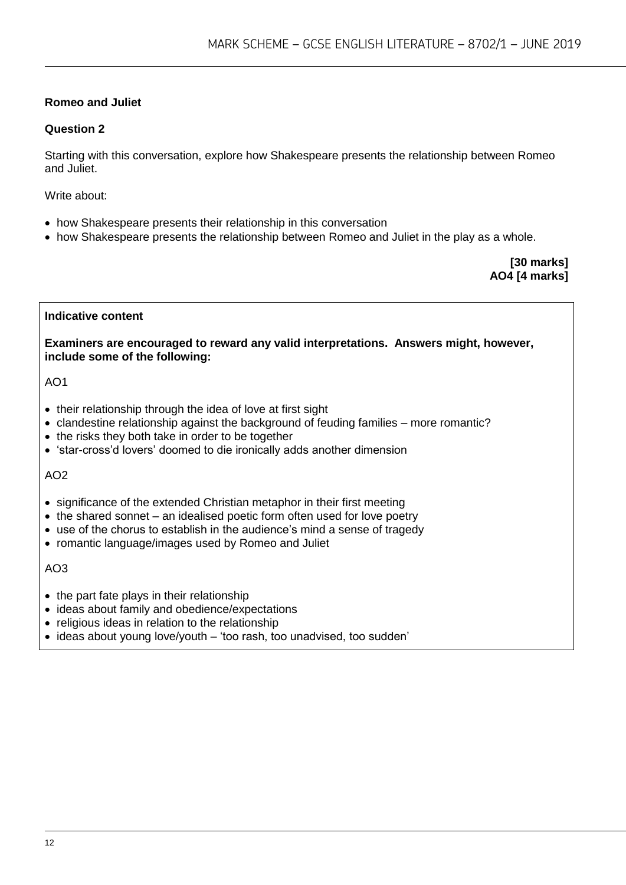**Romeo and Juliet**

**Question 2**

Starting with this conversation, explore how Shakespeare presents the relationship between Romeo and Juliet.

Write about:

- how Shakespeare presents their relationship in this conversation
- how Shakespeare presents the relationship between Romeo and Juliet in the play as a whole.

**[30 marks]**
**AO4 [4 marks]**

**Indicative content**

**Examiners are encouraged to reward any valid interpretations. Answers might, however, include some of the following:**

AO1

- their relationship through the idea of love at first sight
- clandestine relationship against the background of feuding families – more romantic?
- the risks they both take in order to be together
- 'star-cross'd lovers' doomed to die ironically adds another dimension

AO2

- significance of the extended Christian metaphor in their first meeting
- the shared sonnet – an idealised poetic form often used for love poetry
- use of the chorus to establish in the audience's mind a sense of tragedy
- romantic language/images used by Romeo and Juliet

AO3

- the part fate plays in their relationship
- ideas about family and obedience/expectations
- religious ideas in relation to the relationship
- ideas about young love/youth – 'too rash, too unadvised, too sudden'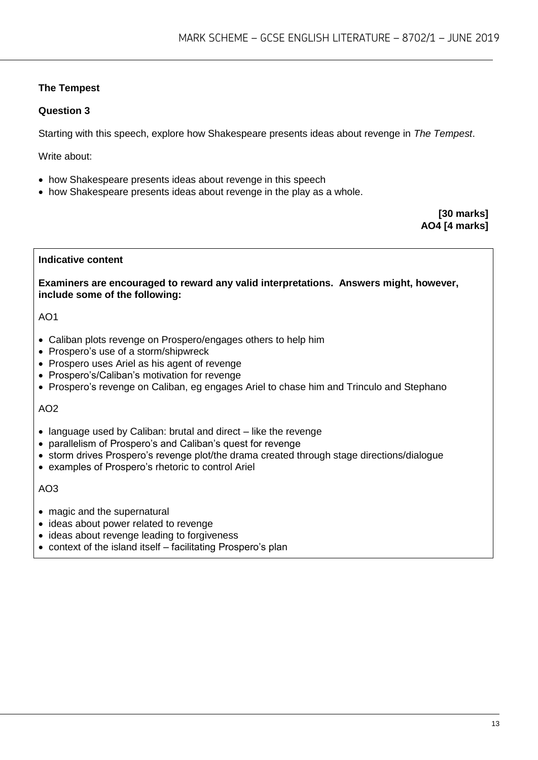## The Tempest

### Question 3

Starting with this speech, explore how Shakespeare presents ideas about revenge in *The Tempest*.

Write about:

- how Shakespeare presents ideas about revenge in this speech
- how Shakespeare presents ideas about revenge in the play as a whole.

**[30 marks]**
**AO4 [4 marks]**

**Indicative content**

**Examiners are encouraged to reward any valid interpretations. Answers might, however, include some of the following:**

AO1

- Caliban plots revenge on Prospero/engages others to help him
- Prospero's use of a storm/shipwreck
- Prospero uses Ariel as his agent of revenge
- Prospero's/Caliban's motivation for revenge
- Prospero's revenge on Caliban, eg engages Ariel to chase him and Trinculo and Stephano

AO2

- language used by Caliban: brutal and direct – like the revenge
- parallelism of Prospero's and Caliban's quest for revenge
- storm drives Prospero's revenge plot/the drama created through stage directions/dialogue
- examples of Prospero's rhetoric to control Ariel

AO3

- magic and the supernatural
- ideas about power related to revenge
- ideas about revenge leading to forgiveness
- context of the island itself – facilitating Prospero's plan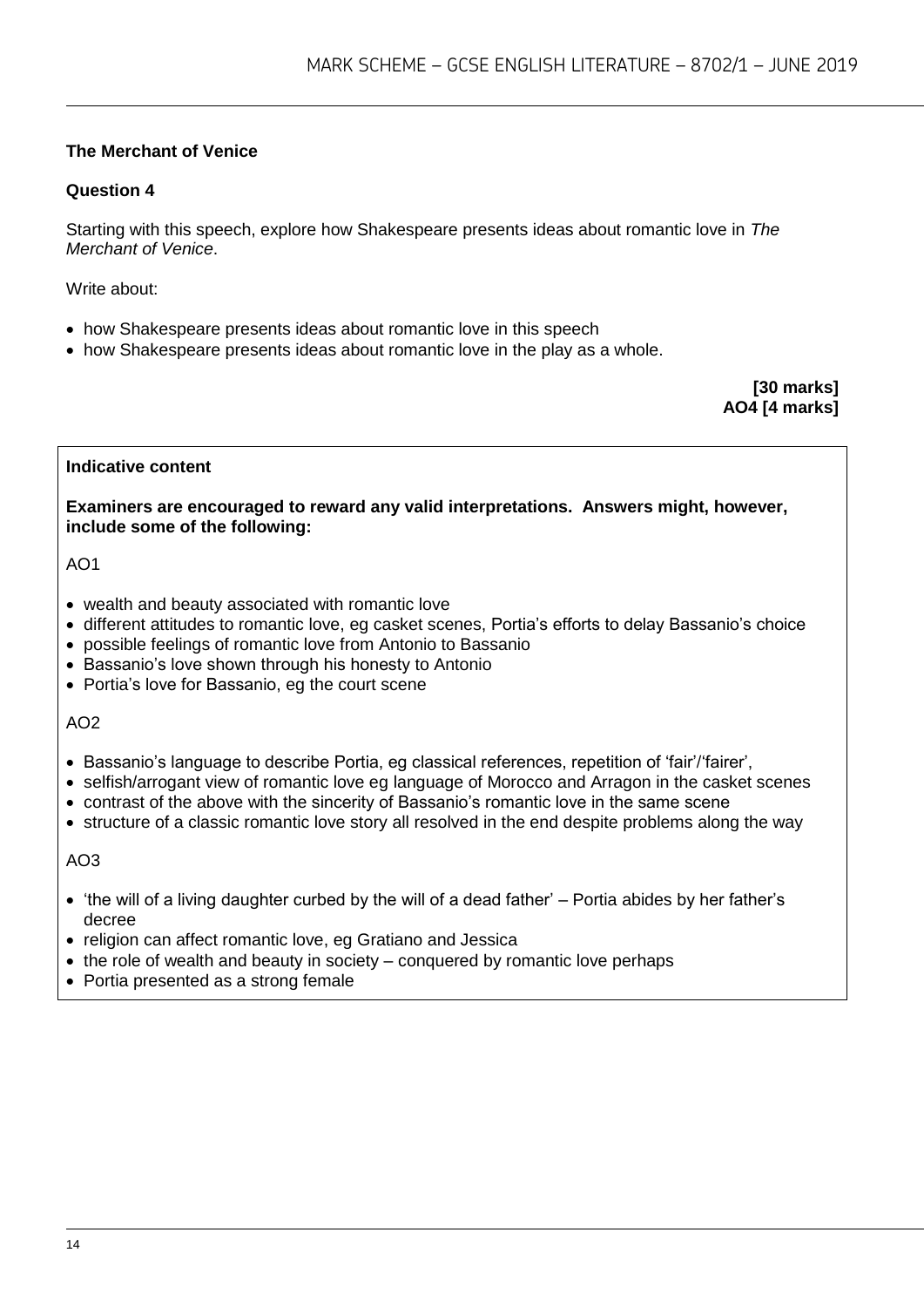**The Merchant of Venice**

**Question 4**

Starting with this speech, explore how Shakespeare presents ideas about romantic love in *The Merchant of Venice*.

Write about:

- how Shakespeare presents ideas about romantic love in this speech
- how Shakespeare presents ideas about romantic love in the play as a whole.

**[30 marks]**
**AO4 [4 marks]**

**Indicative content**

**Examiners are encouraged to reward any valid interpretations. Answers might, however, include some of the following:**

AO1

- wealth and beauty associated with romantic love
- different attitudes to romantic love, eg casket scenes, Portia's efforts to delay Bassanio's choice
- possible feelings of romantic love from Antonio to Bassanio
- Bassanio's love shown through his honesty to Antonio
- Portia's love for Bassanio, eg the court scene

AO2

- Bassanio's language to describe Portia, eg classical references, repetition of 'fair'/'fairer',
- selfish/arrogant view of romantic love eg language of Morocco and Arragon in the casket scenes
- contrast of the above with the sincerity of Bassanio's romantic love in the same scene
- structure of a classic romantic love story all resolved in the end despite problems along the way

AO3

- 'the will of a living daughter curbed by the will of a dead father' – Portia abides by her father's decree
- religion can affect romantic love, eg Gratiano and Jessica
- the role of wealth and beauty in society – conquered by romantic love perhaps
- Portia presented as a strong female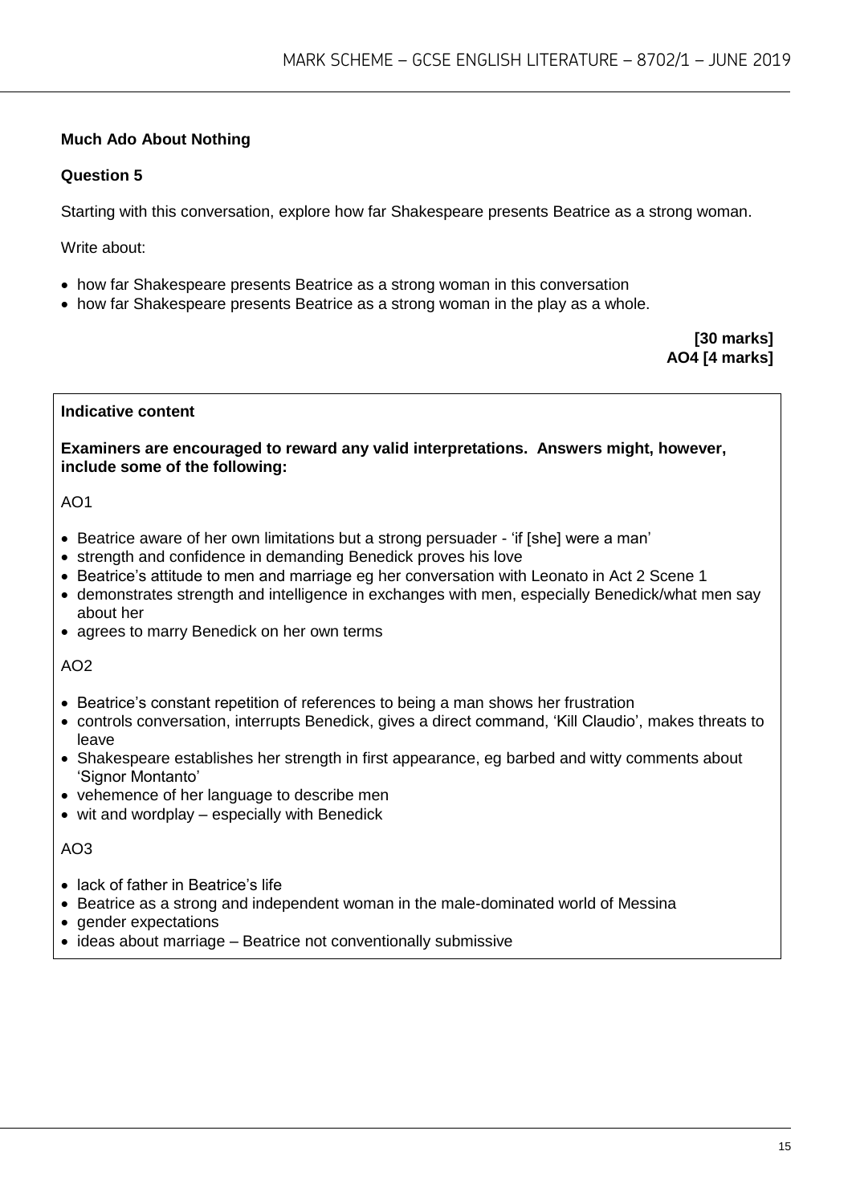**Much Ado About Nothing**

**Question 5**

Starting with this conversation, explore how far Shakespeare presents Beatrice as a strong woman.

Write about:

- how far Shakespeare presents Beatrice as a strong woman in this conversation
- how far Shakespeare presents Beatrice as a strong woman in the play as a whole.

**[30 marks]**
**AO4 [4 marks]**

**Indicative content**

**Examiners are encouraged to reward any valid interpretations. Answers might, however, include some of the following:**

AO1

- Beatrice aware of her own limitations but a strong persuader - 'if [she] were a man'
- strength and confidence in demanding Benedick proves his love
- Beatrice's attitude to men and marriage eg her conversation with Leonato in Act 2 Scene 1
- demonstrates strength and intelligence in exchanges with men, especially Benedick/what men say about her
- agrees to marry Benedick on her own terms

AO2

- Beatrice's constant repetition of references to being a man shows her frustration
- controls conversation, interrupts Benedick, gives a direct command, 'Kill Claudio', makes threats to leave
- Shakespeare establishes her strength in first appearance, eg barbed and witty comments about 'Signor Montanto'
- vehemence of her language to describe men
- wit and wordplay – especially with Benedick

AO3

- lack of father in Beatrice's life
- Beatrice as a strong and independent woman in the male-dominated world of Messina
- gender expectations
- ideas about marriage – Beatrice not conventionally submissive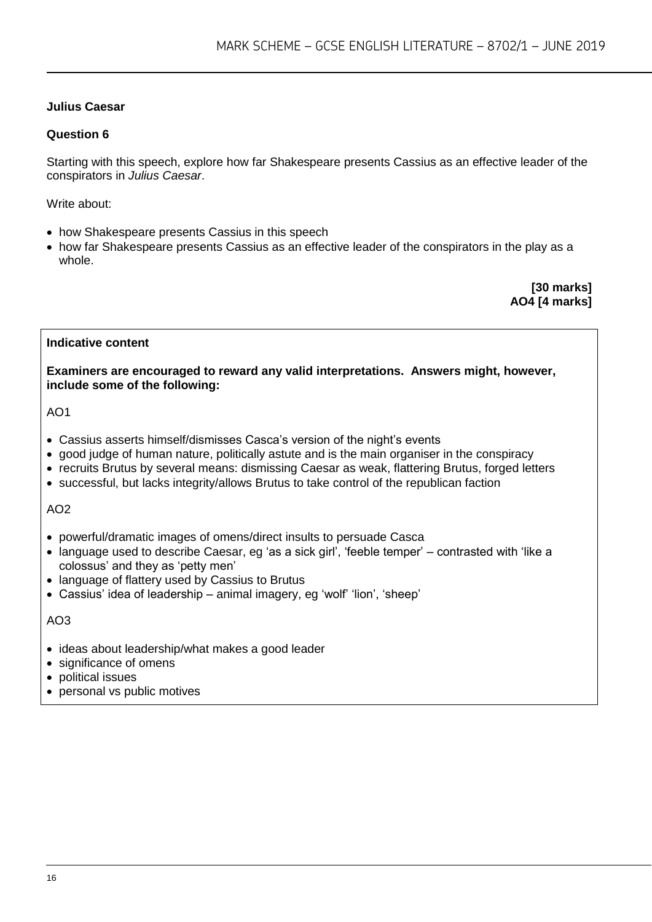**Julius Caesar**

**Question 6**

Starting with this speech, explore how far Shakespeare presents Cassius as an effective leader of the conspirators in *Julius Caesar*.

Write about:

- how Shakespeare presents Cassius in this speech
- how far Shakespeare presents Cassius as an effective leader of the conspirators in the play as a whole.

**[30 marks]**
**AO4 [4 marks]**

**Indicative content**

**Examiners are encouraged to reward any valid interpretations. Answers might, however, include some of the following:**

AO1

- Cassius asserts himself/dismisses Casca's version of the night's events
- good judge of human nature, politically astute and is the main organiser in the conspiracy
- recruits Brutus by several means: dismissing Caesar as weak, flattering Brutus, forged letters
- successful, but lacks integrity/allows Brutus to take control of the republican faction

AO2

- powerful/dramatic images of omens/direct insults to persuade Casca
- language used to describe Caesar, eg 'as a sick girl', 'feeble temper' – contrasted with 'like a colossus' and they as 'petty men'
- language of flattery used by Cassius to Brutus
- Cassius' idea of leadership – animal imagery, eg 'wolf' 'lion', 'sheep'

AO3

- ideas about leadership/what makes a good leader
- significance of omens
- political issues
- personal vs public motives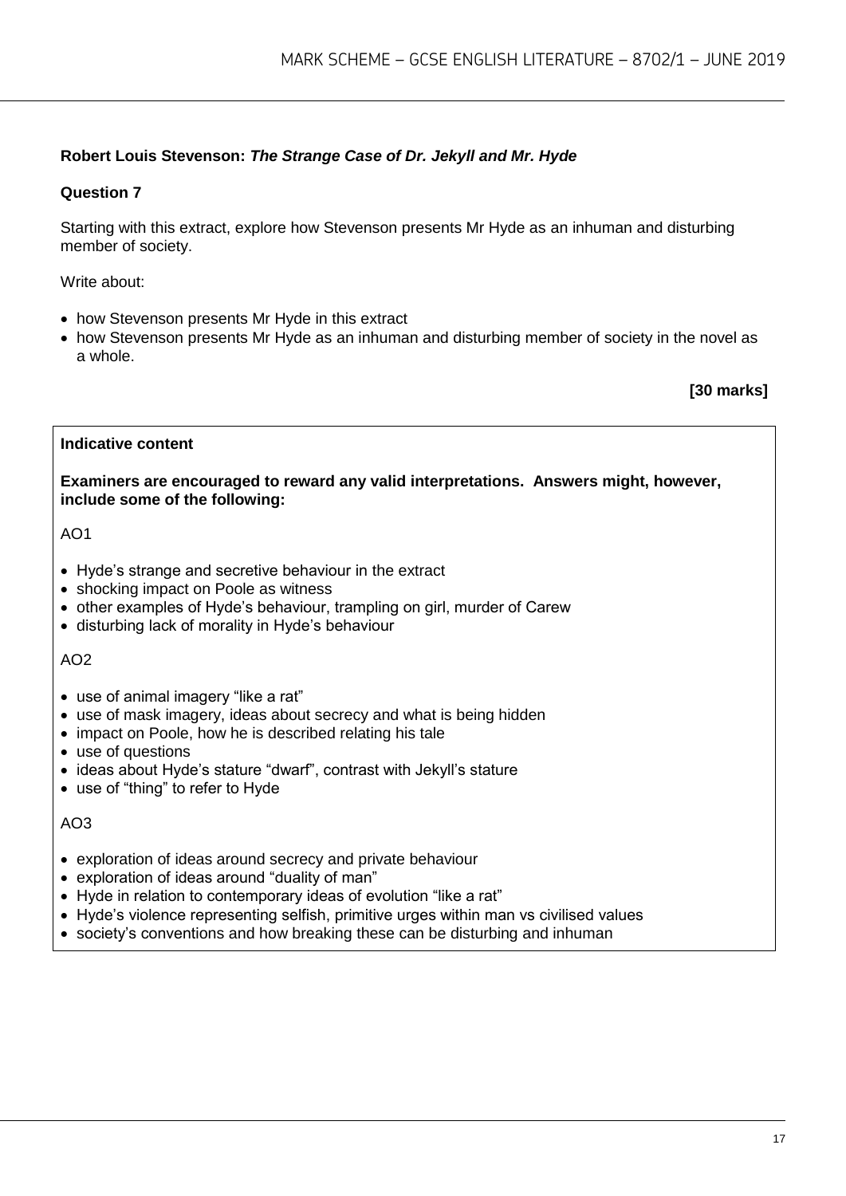**Robert Louis Stevenson: *The Strange Case of Dr. Jekyll and Mr. Hyde***

**Question 7**

Starting with this extract, explore how Stevenson presents Mr Hyde as an inhuman and disturbing member of society.

Write about:

- how Stevenson presents Mr Hyde in this extract
- how Stevenson presents Mr Hyde as an inhuman and disturbing member of society in the novel as a whole.

**[30 marks]**

**Indicative content**

**Examiners are encouraged to reward any valid interpretations. Answers might, however, include some of the following:**

AO1

- Hyde's strange and secretive behaviour in the extract
- shocking impact on Poole as witness
- other examples of Hyde's behaviour, trampling on girl, murder of Carew
- disturbing lack of morality in Hyde's behaviour

AO2

- use of animal imagery "like a rat"
- use of mask imagery, ideas about secrecy and what is being hidden
- impact on Poole, how he is described relating his tale
- use of questions
- ideas about Hyde's stature "dwarf", contrast with Jekyll's stature
- use of "thing" to refer to Hyde

AO3

- exploration of ideas around secrecy and private behaviour
- exploration of ideas around "duality of man"
- Hyde in relation to contemporary ideas of evolution "like a rat"
- Hyde's violence representing selfish, primitive urges within man vs civilised values
- society's conventions and how breaking these can be disturbing and inhuman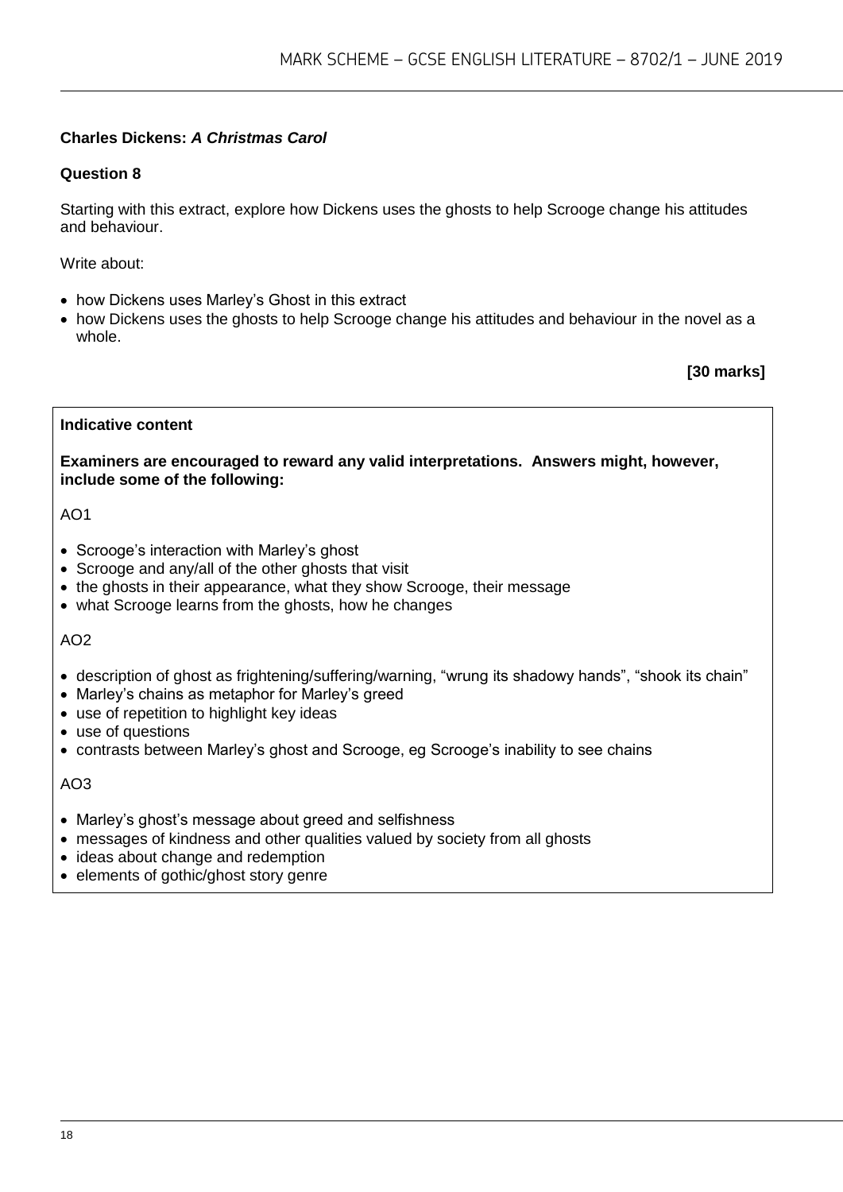**Charles Dickens: *A Christmas Carol***

**Question 8**

Starting with this extract, explore how Dickens uses the ghosts to help Scrooge change his attitudes and behaviour.

Write about:

- how Dickens uses Marley's Ghost in this extract
- how Dickens uses the ghosts to help Scrooge change his attitudes and behaviour in the novel as a whole.

**[30 marks]**

**Indicative content**

**Examiners are encouraged to reward any valid interpretations. Answers might, however, include some of the following:**

AO1

- Scrooge's interaction with Marley's ghost
- Scrooge and any/all of the other ghosts that visit
- the ghosts in their appearance, what they show Scrooge, their message
- what Scrooge learns from the ghosts, how he changes

AO2

- description of ghost as frightening/suffering/warning, "wrung its shadowy hands", "shook its chain"
- Marley's chains as metaphor for Marley's greed
- use of repetition to highlight key ideas
- use of questions
- contrasts between Marley's ghost and Scrooge, eg Scrooge's inability to see chains

AO3

- Marley's ghost's message about greed and selfishness
- messages of kindness and other qualities valued by society from all ghosts
- ideas about change and redemption
- elements of gothic/ghost story genre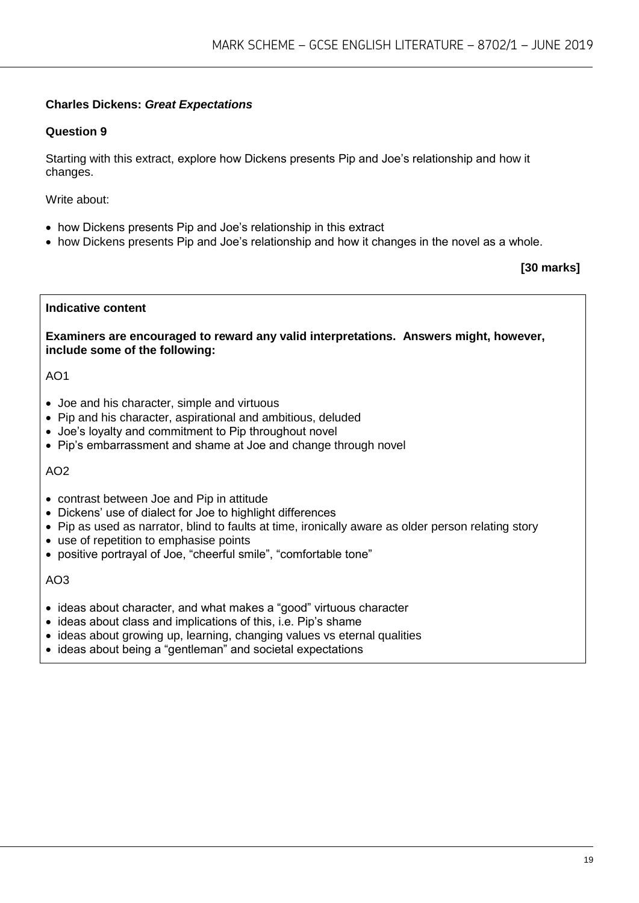**Charles Dickens: *Great Expectations***

**Question 9**

Starting with this extract, explore how Dickens presents Pip and Joe's relationship and how it changes.

Write about:

- how Dickens presents Pip and Joe's relationship in this extract
- how Dickens presents Pip and Joe's relationship and how it changes in the novel as a whole.

**[30 marks]**

**Indicative content**

**Examiners are encouraged to reward any valid interpretations. Answers might, however, include some of the following:**

AO1

- Joe and his character, simple and virtuous
- Pip and his character, aspirational and ambitious, deluded
- Joe's loyalty and commitment to Pip throughout novel
- Pip's embarrassment and shame at Joe and change through novel

AO2

- contrast between Joe and Pip in attitude
- Dickens' use of dialect for Joe to highlight differences
- Pip as used as narrator, blind to faults at time, ironically aware as older person relating story
- use of repetition to emphasise points
- positive portrayal of Joe, "cheerful smile", "comfortable tone"

AO3

- ideas about character, and what makes a "good" virtuous character
- ideas about class and implications of this, i.e. Pip's shame
- ideas about growing up, learning, changing values vs eternal qualities
- ideas about being a "gentleman" and societal expectations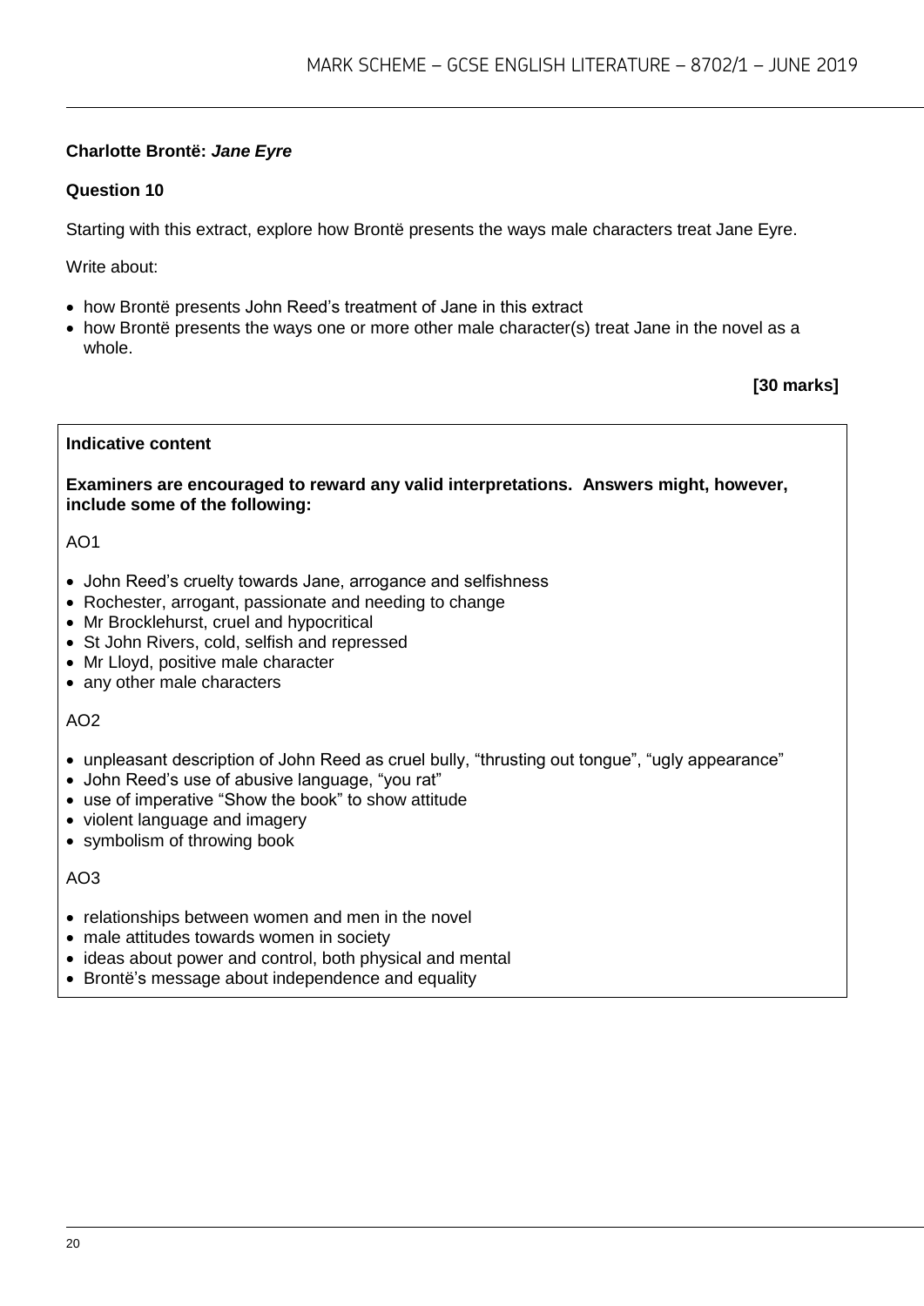**Charlotte Brontë: *Jane Eyre***

**Question 10**

Starting with this extract, explore how Brontë presents the ways male characters treat Jane Eyre.

Write about:

- how Brontë presents John Reed's treatment of Jane in this extract
- how Brontë presents the ways one or more other male character(s) treat Jane in the novel as a whole.

**[30 marks]**

**Indicative content**

**Examiners are encouraged to reward any valid interpretations. Answers might, however, include some of the following:**

AO1

- John Reed's cruelty towards Jane, arrogance and selfishness
- Rochester, arrogant, passionate and needing to change
- Mr Brocklehurst, cruel and hypocritical
- St John Rivers, cold, selfish and repressed
- Mr Lloyd, positive male character
- any other male characters

AO2

- unpleasant description of John Reed as cruel bully, "thrusting out tongue", "ugly appearance"
- John Reed's use of abusive language, "you rat"
- use of imperative "Show the book" to show attitude
- violent language and imagery
- symbolism of throwing book

AO3

- relationships between women and men in the novel
- male attitudes towards women in society
- ideas about power and control, both physical and mental
- Brontë's message about independence and equality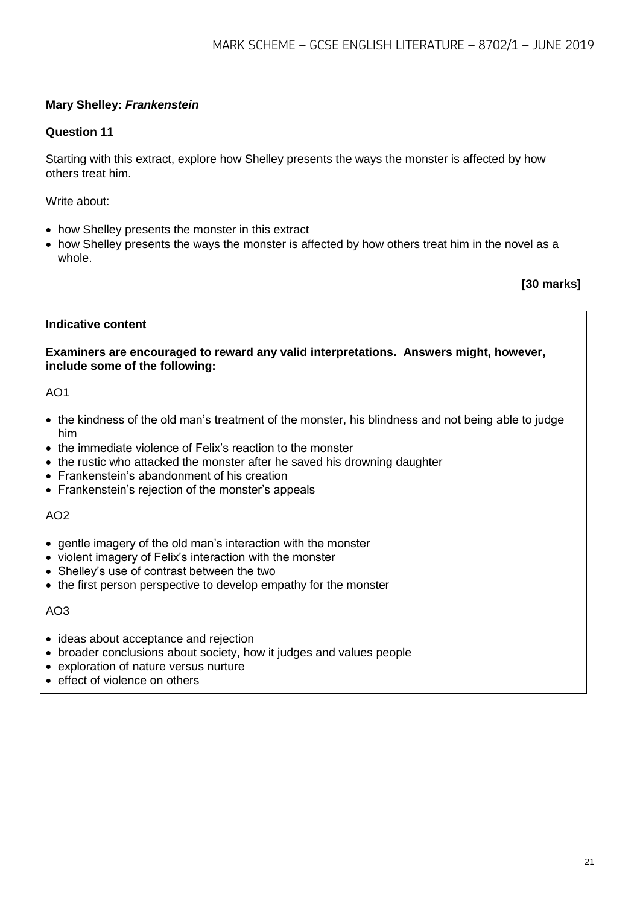**Mary Shelley: *Frankenstein***

**Question 11**

Starting with this extract, explore how Shelley presents the ways the monster is affected by how others treat him.

Write about:

- how Shelley presents the monster in this extract
- how Shelley presents the ways the monster is affected by how others treat him in the novel as a whole.

**[30 marks]**

**Indicative content**

**Examiners are encouraged to reward any valid interpretations. Answers might, however, include some of the following:**

AO1

- the kindness of the old man's treatment of the monster, his blindness and not being able to judge him
- the immediate violence of Felix's reaction to the monster
- the rustic who attacked the monster after he saved his drowning daughter
- Frankenstein's abandonment of his creation
- Frankenstein's rejection of the monster's appeals

AO2

- gentle imagery of the old man's interaction with the monster
- violent imagery of Felix's interaction with the monster
- Shelley's use of contrast between the two
- the first person perspective to develop empathy for the monster

AO3

- ideas about acceptance and rejection
- broader conclusions about society, how it judges and values people
- exploration of nature versus nurture
- effect of violence on others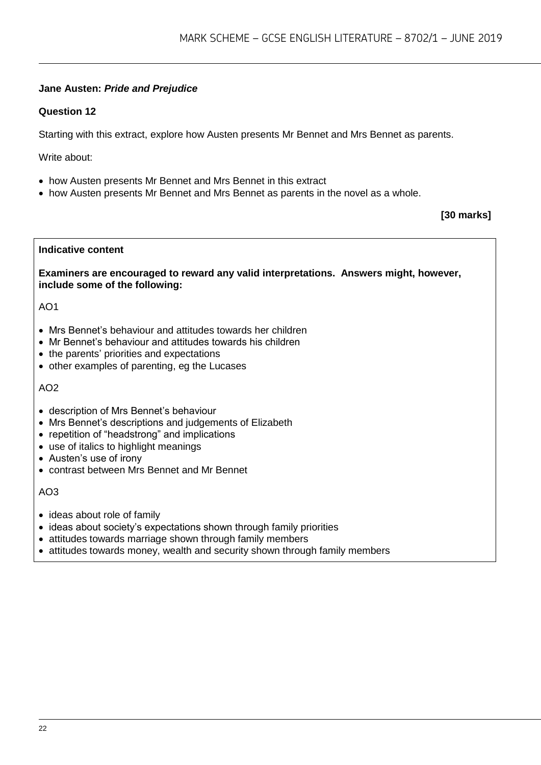**Jane Austen: *Pride and Prejudice***

**Question 12**

Starting with this extract, explore how Austen presents Mr Bennet and Mrs Bennet as parents.

Write about:

- how Austen presents Mr Bennet and Mrs Bennet in this extract
- how Austen presents Mr Bennet and Mrs Bennet as parents in the novel as a whole.

**[30 marks]**

**Indicative content**

**Examiners are encouraged to reward any valid interpretations. Answers might, however, include some of the following:**

AO1

- Mrs Bennet's behaviour and attitudes towards her children
- Mr Bennet's behaviour and attitudes towards his children
- the parents' priorities and expectations
- other examples of parenting, eg the Lucases

AO2

- description of Mrs Bennet's behaviour
- Mrs Bennet's descriptions and judgements of Elizabeth
- repetition of "headstrong" and implications
- use of italics to highlight meanings
- Austen's use of irony
- contrast between Mrs Bennet and Mr Bennet

AO3

- ideas about role of family
- ideas about society's expectations shown through family priorities
- attitudes towards marriage shown through family members
- attitudes towards money, wealth and security shown through family members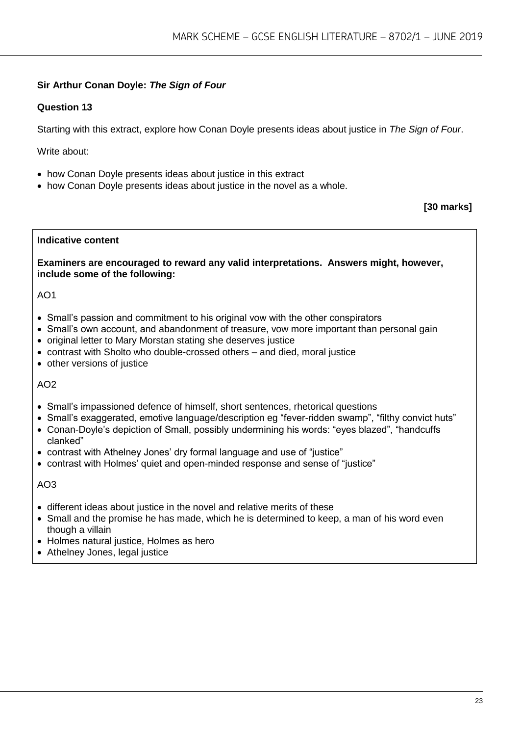**Sir Arthur Conan Doyle: *The Sign of Four***

**Question 13**

Starting with this extract, explore how Conan Doyle presents ideas about justice in *The Sign of Four*.

Write about:

- how Conan Doyle presents ideas about justice in this extract
- how Conan Doyle presents ideas about justice in the novel as a whole.

**[30 marks]**

**Indicative content**

**Examiners are encouraged to reward any valid interpretations. Answers might, however, include some of the following:**

AO1

- Small's passion and commitment to his original vow with the other conspirators
- Small's own account, and abandonment of treasure, vow more important than personal gain
- original letter to Mary Morstan stating she deserves justice
- contrast with Sholto who double-crossed others – and died, moral justice
- other versions of justice

AO2

- Small's impassioned defence of himself, short sentences, rhetorical questions
- Small's exaggerated, emotive language/description eg "fever-ridden swamp", "filthy convict huts"
- Conan-Doyle's depiction of Small, possibly undermining his words: "eyes blazed", "handcuffs clanked"
- contrast with Athelney Jones' dry formal language and use of "justice"
- contrast with Holmes' quiet and open-minded response and sense of "justice"

AO3

- different ideas about justice in the novel and relative merits of these
- Small and the promise he has made, which he is determined to keep, a man of his word even though a villain
- Holmes natural justice, Holmes as hero
- Athelney Jones, legal justice